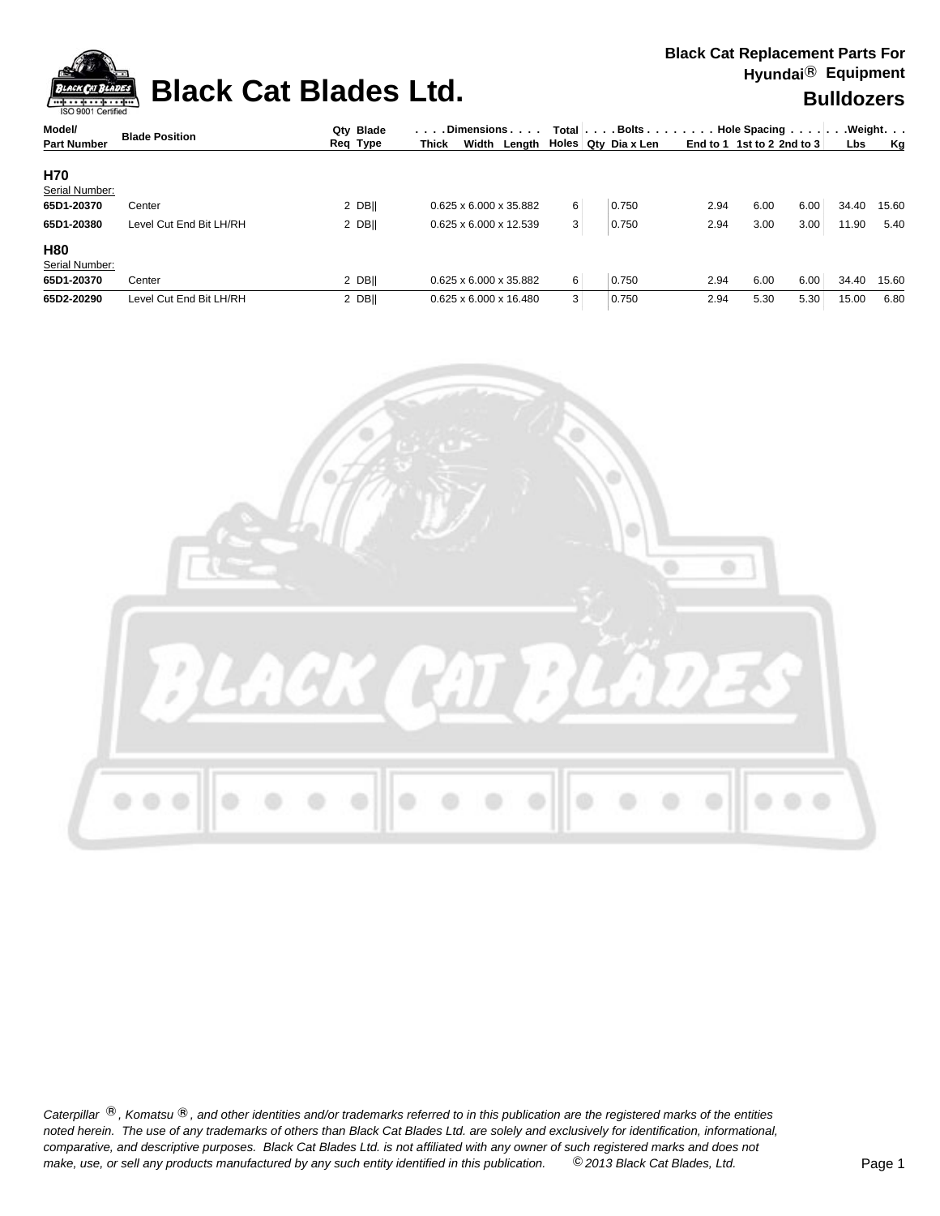# Black Cat Blades Ltd.

**Black Cat Replacement Parts For Hyundai® Equipment**

**Bulldozers**

| Model/ Part Number | Blade Position | Qty Req | Blade Type | Dimensions Thick x Width x Length | Total Holes | Bolts Qty | Bolts Dia x Len | Hole Spacing End to 1 | Hole Spacing 1st to 2 | Hole Spacing 2nd to 3 | Weight Lbs | Weight Kg |
|---|---|---|---|---|---|---|---|---|---|---|---|---|
| **H70** | | | | | | | | | | | | |
| Serial Number: | | | | | | | | | | | | |
| **65D1-20370** | Center | 2 | DB\|\| | 0.625 x 6.000 x 35.882 | 6 | | 0.750 | 2.94 | 6.00 | 6.00 | 34.40 | 15.60 |
| **65D1-20380** | Level Cut End Bit LH/RH | 2 | DB\|\| | 0.625 x 6.000 x 12.539 | 3 | | 0.750 | 2.94 | 3.00 | 3.00 | 11.90 | 5.40 |
| **H80** | | | | | | | | | | | | |
| Serial Number: | | | | | | | | | | | | |
| **65D1-20370** | Center | 2 | DB\|\| | 0.625 x 6.000 x 35.882 | 6 | | 0.750 | 2.94 | 6.00 | 6.00 | 34.40 | 15.60 |
| **65D2-20290** | Level Cut End Bit LH/RH | 2 | DB\|\| | 0.625 x 6.000 x 16.480 | 3 | | 0.750 | 2.94 | 5.30 | 5.30 | 15.00 | 6.80 |

*Caterpillar ®, Komatsu ®, and other identities and/or trademarks referred to in this publication are the registered marks of the entities noted herein. The use of any trademarks of others than Black Cat Blades Ltd. are solely and exclusively for identification, informational, comparative, and descriptive purposes. Black Cat Blades Ltd. is not affiliated with any owner of such registered marks and does not make, use, or sell any products manufactured by any such entity identified in this publication. © 2013 Black Cat Blades, Ltd.*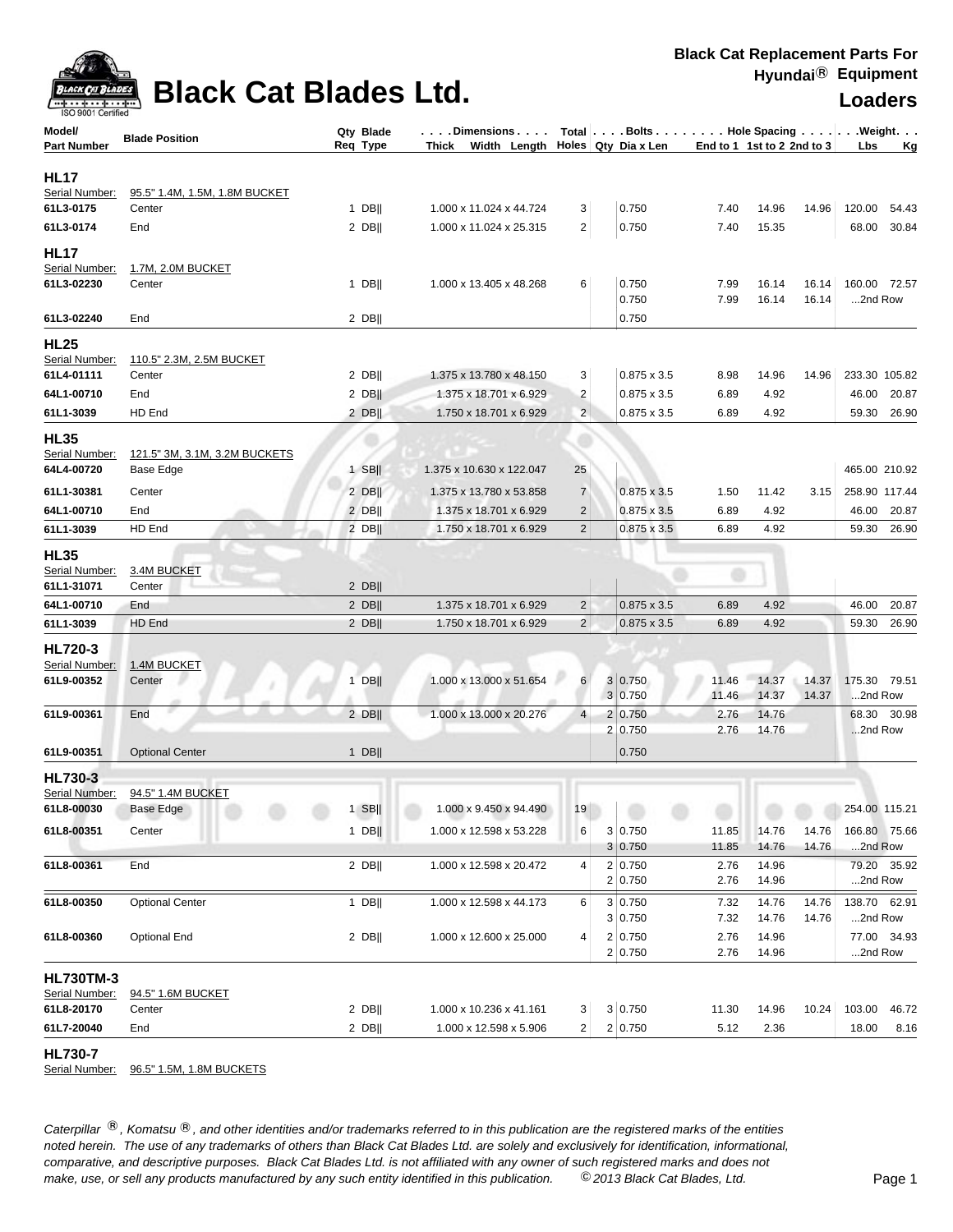# Black Cat Blades Ltd.

**Black Cat Replacement Parts For Hyundai® Equipment**

**Loaders**

| Model/ Part Number | Blade Position | Qty Req | Blade Type | Dimensions Thick x Width x Length | Total Holes | Bolts Qty | Dia x Len | End to 1 | 1st to 2 | 2nd to 3 | Weight Lbs | Weight Kg |
|---|---|---|---|---|---|---|---|---|---|---|---|---|
| **HL17** | | | | | | | | | | | | |
| Serial Number: | 95.5" 1.4M, 1.5M, 1.8M BUCKET | | | | | | | | | | | |
| 61L3-0175 | Center | 1 | DB‖ | 1.000 x 11.024 x 44.724 | 3 | | 0.750 | 7.40 | 14.96 | 14.96 | 120.00 | 54.43 |
| 61L3-0174 | End | 2 | DB‖ | 1.000 x 11.024 x 25.315 | 2 | | 0.750 | 7.40 | 15.35 | | 68.00 | 30.84 |
| **HL17** | | | | | | | | | | | | |
| Serial Number: | 1.7M, 2.0M BUCKET | | | | | | | | | | | |
| 61L3-02230 | Center | 1 | DB‖ | 1.000 x 13.405 x 48.268 | 6 | | 0.750 | 7.99 | 16.14 | 16.14 | 160.00 | 72.57 |
| | | | | | | | 0.750 | 7.99 | 16.14 | 16.14 | ...2nd Row | |
| 61L3-02240 | End | 2 | DB‖ | | | | 0.750 | | | | | |
| **HL25** | | | | | | | | | | | | |
| Serial Number: | 110.5" 2.3M, 2.5M BUCKET | | | | | | | | | | | |
| 61L4-01111 | Center | 2 | DB‖ | 1.375 x 13.780 x 48.150 | 3 | | 0.875 x 3.5 | 8.98 | 14.96 | 14.96 | 233.30 | 105.82 |
| 64L1-00710 | End | 2 | DB‖ | 1.375 x 18.701 x 6.929 | 2 | | 0.875 x 3.5 | 6.89 | 4.92 | | 46.00 | 20.87 |
| 61L1-3039 | HD End | 2 | DB‖ | 1.750 x 18.701 x 6.929 | 2 | | 0.875 x 3.5 | 6.89 | 4.92 | | 59.30 | 26.90 |
| **HL35** | | | | | | | | | | | | |
| Serial Number: | 121.5" 3M, 3.1M, 3.2M BUCKETS | | | | | | | | | | | |
| 64L4-00720 | Base Edge | 1 | SB‖ | 1.375 x 10.630 x 122.047 | 25 | | | | | | 465.00 | 210.92 |
| 61L1-30381 | Center | 2 | DB‖ | 1.375 x 13.780 x 53.858 | 7 | | 0.875 x 3.5 | 1.50 | 11.42 | 3.15 | 258.90 | 117.44 |
| 64L1-00710 | End | 2 | DB‖ | 1.375 x 18.701 x 6.929 | 2 | | 0.875 x 3.5 | 6.89 | 4.92 | | 46.00 | 20.87 |
| 61L1-3039 | HD End | 2 | DB‖ | 1.750 x 18.701 x 6.929 | 2 | | 0.875 x 3.5 | 6.89 | 4.92 | | 59.30 | 26.90 |
| **HL35** | | | | | | | | | | | | |
| Serial Number: | 3.4M BUCKET | | | | | | | | | | | |
| 61L1-31071 | Center | 2 | DB‖ | | | | | | | | | |
| 64L1-00710 | End | 2 | DB‖ | 1.375 x 18.701 x 6.929 | 2 | | 0.875 x 3.5 | 6.89 | 4.92 | | 46.00 | 20.87 |
| 61L1-3039 | HD End | 2 | DB‖ | 1.750 x 18.701 x 6.929 | 2 | | 0.875 x 3.5 | 6.89 | 4.92 | | 59.30 | 26.90 |
| **HL720-3** | | | | | | | | | | | | |
| Serial Number: | 1.4M BUCKET | | | | | | | | | | | |
| 61L9-00352 | Center | 1 | DB‖ | 1.000 x 13.000 x 51.654 | 6 | 3 | 0.750 | 11.46 | 14.37 | 14.37 | 175.30 | 79.51 |
| | | | | | | 3 | 0.750 | 11.46 | 14.37 | 14.37 | ...2nd Row | |
| 61L9-00361 | End | 2 | DB‖ | 1.000 x 13.000 x 20.276 | 4 | 2 | 0.750 | 2.76 | 14.76 | | 68.30 | 30.98 |
| | | | | | | 2 | 0.750 | 2.76 | 14.76 | | ...2nd Row | |
| 61L9-00351 | Optional Center | 1 | DB‖ | | | | 0.750 | | | | | |
| **HL730-3** | | | | | | | | | | | | |
| Serial Number: | 94.5" 1.4M BUCKET | | | | | | | | | | | |
| 61L8-00030 | Base Edge | 1 | SB‖ | 1.000 x 9.450 x 94.490 | 19 | | | | | | 254.00 | 115.21 |
| 61L8-00351 | Center | 1 | DB‖ | 1.000 x 12.598 x 53.228 | 6 | 3 | 0.750 | 11.85 | 14.76 | 14.76 | 166.80 | 75.66 |
| | | | | | | 3 | 0.750 | 11.85 | 14.76 | 14.76 | ...2nd Row | |
| 61L8-00361 | End | 2 | DB‖ | 1.000 x 12.598 x 20.472 | 4 | 2 | 0.750 | 2.76 | 14.96 | | 79.20 | 35.92 |
| | | | | | | 2 | 0.750 | 2.76 | 14.96 | | ...2nd Row | |
| 61L8-00350 | Optional Center | 1 | DB‖ | 1.000 x 12.598 x 44.173 | 6 | 3 | 0.750 | 7.32 | 14.76 | 14.76 | 138.70 | 62.91 |
| | | | | | | 3 | 0.750 | 7.32 | 14.76 | 14.76 | ...2nd Row | |
| 61L8-00360 | Optional End | 2 | DB‖ | 1.000 x 12.600 x 25.000 | 4 | 2 | 0.750 | 2.76 | 14.96 | | 77.00 | 34.93 |
| | | | | | | 2 | 0.750 | 2.76 | 14.96 | | ...2nd Row | |
| **HL730TM-3** | | | | | | | | | | | | |
| Serial Number: | 94.5" 1.6M BUCKET | | | | | | | | | | | |
| 61L8-20170 | Center | 2 | DB‖ | 1.000 x 10.236 x 41.161 | 3 | 3 | 0.750 | 11.30 | 14.96 | 10.24 | 103.00 | 46.72 |
| 61L7-20040 | End | 2 | DB‖ | 1.000 x 12.598 x 5.906 | 2 | 2 | 0.750 | 5.12 | 2.36 | | 18.00 | 8.16 |
| **HL730-7** | | | | | | | | | | | | |
| Serial Number: | 96.5" 1.5M, 1.8M BUCKETS | | | | | | | | | | | |

*Caterpillar ®, Komatsu ®, and other identities and/or trademarks referred to in this publication are the registered marks of the entities noted herein. The use of any trademarks of others than Black Cat Blades Ltd. are solely and exclusively for identification, informational, comparative, and descriptive purposes. Black Cat Blades Ltd. is not affiliated with any owner of such registered marks and does not make, use, or sell any products manufactured by any such entity identified in this publication. © 2013 Black Cat Blades, Ltd.*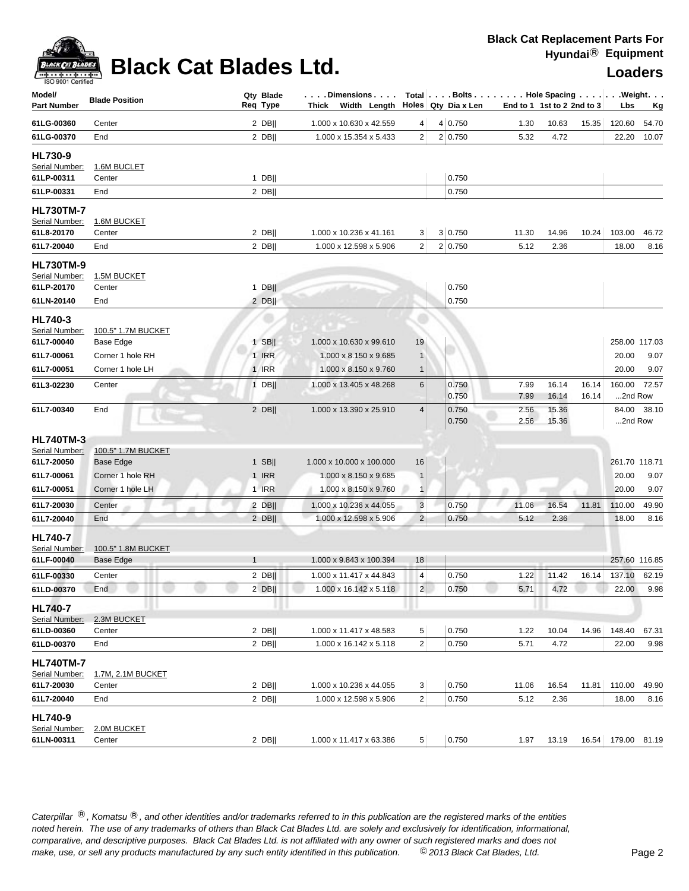# Black Cat Blades Ltd.

**Black Cat Replacement Parts For Hyundai® Equipment**

## Loaders

| Model/ Part Number | Blade Position | Qty Req | Blade Type | Dimensions Thick x Width x Length | Total Holes | Bolts Qty | Dia x Len | Hole Spacing End to 1 | 1st to 2 | 2nd to 3 | Weight Lbs | Kg |
|---|---|---|---|---|---|---|---|---|---|---|---|---|
| 61LG-00360 | Center | 2 | DB‖ | 1.000 x 10.630 x 42.559 | 4 | 4 | 0.750 | 1.30 | 10.63 | 15.35 | 120.60 | 54.70 |
| 61LG-00370 | End | 2 | DB‖ | 1.000 x 15.354 x 5.433 | 2 | 2 | 0.750 | 5.32 | 4.72 | | 22.20 | 10.07 |
| **HL730-9** | | | | | | | | | | | | |
| Serial Number: | 1.6M BUCLET | | | | | | | | | | | |
| 61LP-00311 | Center | 1 | DB‖ | | | | 0.750 | | | | | |
| 61LP-00331 | End | 2 | DB‖ | | | | 0.750 | | | | | |
| **HL730TM-7** | | | | | | | | | | | | |
| Serial Number: | 1.6M BUCKET | | | | | | | | | | | |
| 61L8-20170 | Center | 2 | DB‖ | 1.000 x 10.236 x 41.161 | 3 | 3 | 0.750 | 11.30 | 14.96 | 10.24 | 103.00 | 46.72 |
| 61L7-20040 | End | 2 | DB‖ | 1.000 x 12.598 x 5.906 | 2 | 2 | 0.750 | 5.12 | 2.36 | | 18.00 | 8.16 |
| **HL730TM-9** | | | | | | | | | | | | |
| Serial Number: | 1.5M BUCKET | | | | | | | | | | | |
| 61LP-20170 | Center | 1 | DB‖ | | | | 0.750 | | | | | |
| 61LN-20140 | End | 2 | DB‖ | | | | 0.750 | | | | | |
| **HL740-3** | | | | | | | | | | | | |
| Serial Number: | 100.5" 1.7M BUCKET | | | | | | | | | | | |
| 61L7-00040 | Base Edge | 1 | SB‖ | 1.000 x 10.630 x 99.610 | 19 | | | | | | 258.00 | 117.03 |
| 61L7-00061 | Corner 1 hole RH | 1 | IRR | 1.000 x 8.150 x 9.685 | 1 | | | | | | 20.00 | 9.07 |
| 61L7-00051 | Corner 1 hole LH | 1 | IRR | 1.000 x 8.150 x 9.760 | 1 | | | | | | 20.00 | 9.07 |
| 61L3-02230 | Center | 1 | DB‖ | 1.000 x 13.405 x 48.268 | 6 | | 0.750 | 7.99 | 16.14 | 16.14 | 160.00 | 72.57 |
| | | | | | | | 0.750 | 7.99 | 16.14 | 16.14 | ...2nd Row | |
| 61L7-00340 | End | 2 | DB‖ | 1.000 x 13.390 x 25.910 | 4 | | 0.750 | 2.56 | 15.36 | | 84.00 | 38.10 |
| | | | | | | | 0.750 | 2.56 | 15.36 | | ...2nd Row | |
| **HL740TM-3** | | | | | | | | | | | | |
| Serial Number: | 100.5" 1.7M BUCKET | | | | | | | | | | | |
| 61L7-20050 | Base Edge | 1 | SB‖ | 1.000 x 10.000 x 100.000 | 16 | | | | | | 261.70 | 118.71 |
| 61L7-00061 | Corner 1 hole RH | 1 | IRR | 1.000 x 8.150 x 9.685 | 1 | | | | | | 20.00 | 9.07 |
| 61L7-00051 | Corner 1 hole LH | 1 | IRR | 1.000 x 8.150 x 9.760 | 1 | | | | | | 20.00 | 9.07 |
| 61L7-20030 | Center | 2 | DB‖ | 1.000 x 10.236 x 44.055 | 3 | | 0.750 | 11.06 | 16.54 | 11.81 | 110.00 | 49.90 |
| 61L7-20040 | End | 2 | DB‖ | 1.000 x 12.598 x 5.906 | 2 | | 0.750 | 5.12 | 2.36 | | 18.00 | 8.16 |
| **HL740-7** | | | | | | | | | | | | |
| Serial Number: | 100.5" 1.8M BUCKET | | | | | | | | | | | |
| 61LF-00040 | Base Edge | 1 | | 1.000 x 9.843 x 100.394 | 18 | | | | | | 257.60 | 116.85 |
| 61LF-00330 | Center | 2 | DB‖ | 1.000 x 11.417 x 44.843 | 4 | | 0.750 | 1.22 | 11.42 | 16.14 | 137.10 | 62.19 |
| 61LD-00370 | End | 2 | DB‖ | 1.000 x 16.142 x 5.118 | 2 | | 0.750 | 5.71 | 4.72 | | 22.00 | 9.98 |
| **HL740-7** | | | | | | | | | | | | |
| Serial Number: | 2.3M BUCKET | | | | | | | | | | | |
| 61LD-00360 | Center | 2 | DB‖ | 1.000 x 11.417 x 48.583 | 5 | | 0.750 | 1.22 | 10.04 | 14.96 | 148.40 | 67.31 |
| 61LD-00370 | End | 2 | DB‖ | 1.000 x 16.142 x 5.118 | 2 | | 0.750 | 5.71 | 4.72 | | 22.00 | 9.98 |
| **HL740TM-7** | | | | | | | | | | | | |
| Serial Number: | 1.7M, 2.1M BUCKET | | | | | | | | | | | |
| 61L7-20030 | Center | 2 | DB‖ | 1.000 x 10.236 x 44.055 | 3 | | 0.750 | 11.06 | 16.54 | 11.81 | 110.00 | 49.90 |
| 61L7-20040 | End | 2 | DB‖ | 1.000 x 12.598 x 5.906 | 2 | | 0.750 | 5.12 | 2.36 | | 18.00 | 8.16 |
| **HL740-9** | | | | | | | | | | | | |
| Serial Number: | 2.0M BUCKET | | | | | | | | | | | |
| 61LN-00311 | Center | 2 | DB‖ | 1.000 x 11.417 x 63.386 | 5 | | 0.750 | 1.97 | 13.19 | 16.54 | 179.00 | 81.19 |

*Caterpillar ®, Komatsu ®, and other identities and/or trademarks referred to in this publication are the registered marks of the entities noted herein. The use of any trademarks of others than Black Cat Blades Ltd. are solely and exclusively for identification, informational, comparative, and descriptive purposes. Black Cat Blades Ltd. is not affiliated with any owner of such registered marks and does not make, use, or sell any products manufactured by any such entity identified in this publication. © 2013 Black Cat Blades, Ltd.*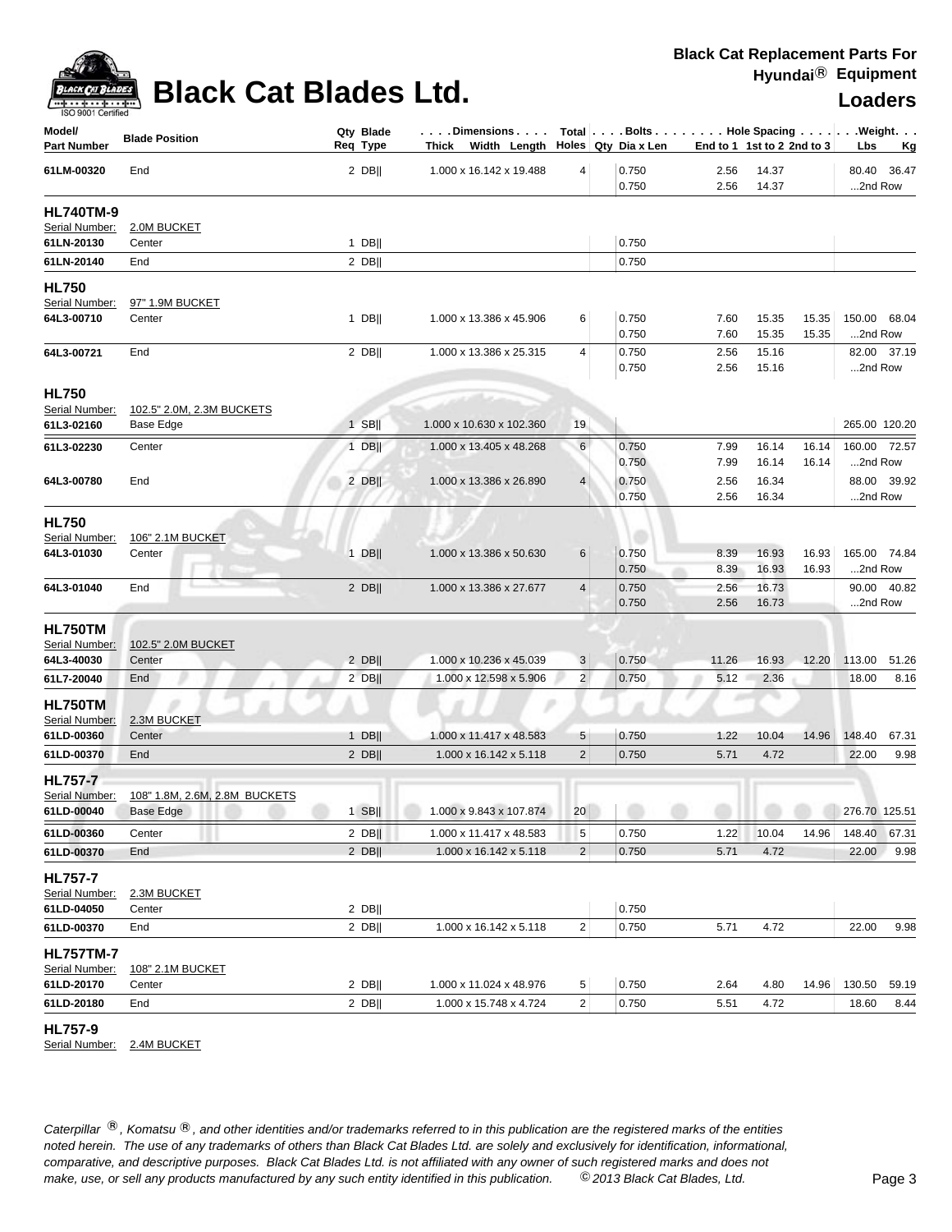# Black Cat Blades Ltd.

**Black Cat Replacement Parts For Hyundai® Equipment**

**Loaders**

| Model/ Part Number | Blade Position | Qty Req | Blade Type | Dimensions Thick x Width x Length | Total Holes | Bolts Qty | Dia x Len | Hole Spacing End to 1 | 1st to 2 | 2nd to 3 | Weight Lbs | Kg |
|---|---|---|---|---|---|---|---|---|---|---|---|---|
| 61LM-00320 | End | 2 | DB\|\| | 1.000 x 16.142 x 19.488 | 4 | | 0.750 | 2.56 | 14.37 | | 80.40 | 36.47 |
| | | | | | | | 0.750 | 2.56 | 14.37 | | ...2nd Row | |
| **HL740TM-9** | | | | | | | | | | | | |
| Serial Number: | 2.0M BUCKET | | | | | | | | | | | |
| 61LN-20130 | Center | 1 | DB\|\| | | | | 0.750 | | | | | |
| 61LN-20140 | End | 2 | DB\|\| | | | | 0.750 | | | | | |
| **HL750** | | | | | | | | | | | | |
| Serial Number: | 97" 1.9M BUCKET | | | | | | | | | | | |
| 64L3-00710 | Center | 1 | DB\|\| | 1.000 x 13.386 x 45.906 | 6 | | 0.750 | 7.60 | 15.35 | 15.35 | 150.00 | 68.04 |
| | | | | | | | 0.750 | 7.60 | 15.35 | 15.35 | ...2nd Row | |
| 64L3-00721 | End | 2 | DB\|\| | 1.000 x 13.386 x 25.315 | 4 | | 0.750 | 2.56 | 15.16 | | 82.00 | 37.19 |
| | | | | | | | 0.750 | 2.56 | 15.16 | | ...2nd Row | |
| **HL750** | | | | | | | | | | | | |
| Serial Number: | 102.5" 2.0M, 2.3M BUCKETS | | | | | | | | | | | |
| 61L3-02160 | Base Edge | 1 | SB\|\| | 1.000 x 10.630 x 102.360 | 19 | | | | | | 265.00 | 120.20 |
| 61L3-02230 | Center | 1 | DB\|\| | 1.000 x 13.405 x 48.268 | 6 | | 0.750 | 7.99 | 16.14 | 16.14 | 160.00 | 72.57 |
| | | | | | | | 0.750 | 7.99 | 16.14 | 16.14 | ...2nd Row | |
| 64L3-00780 | End | 2 | DB\|\| | 1.000 x 13.386 x 26.890 | 4 | | 0.750 | 2.56 | 16.34 | | 88.00 | 39.92 |
| | | | | | | | 0.750 | 2.56 | 16.34 | | ...2nd Row | |
| **HL750** | | | | | | | | | | | | |
| Serial Number: | 106" 2.1M BUCKET | | | | | | | | | | | |
| 64L3-01030 | Center | 1 | DB\|\| | 1.000 x 13.386 x 50.630 | 6 | | 0.750 | 8.39 | 16.93 | 16.93 | 165.00 | 74.84 |
| | | | | | | | 0.750 | 8.39 | 16.93 | 16.93 | ...2nd Row | |
| 64L3-01040 | End | 2 | DB\|\| | 1.000 x 13.386 x 27.677 | 4 | | 0.750 | 2.56 | 16.73 | | 90.00 | 40.82 |
| | | | | | | | 0.750 | 2.56 | 16.73 | | ...2nd Row | |
| **HL750TM** | | | | | | | | | | | | |
| Serial Number: | 102.5" 2.0M BUCKET | | | | | | | | | | | |
| 64L3-40030 | Center | 2 | DB\|\| | 1.000 x 10.236 x 45.039 | 3 | | 0.750 | 11.26 | 16.93 | 12.20 | 113.00 | 51.26 |
| 61L7-20040 | End | 2 | DB\|\| | 1.000 x 12.598 x 5.906 | 2 | | 0.750 | 5.12 | 2.36 | | 18.00 | 8.16 |
| **HL750TM** | | | | | | | | | | | | |
| Serial Number: | 2.3M BUCKET | | | | | | | | | | | |
| 61LD-00360 | Center | 1 | DB\|\| | 1.000 x 11.417 x 48.583 | 5 | | 0.750 | 1.22 | 10.04 | 14.96 | 148.40 | 67.31 |
| 61LD-00370 | End | 2 | DB\|\| | 1.000 x 16.142 x 5.118 | 2 | | 0.750 | 5.71 | 4.72 | | 22.00 | 9.98 |
| **HL757-7** | | | | | | | | | | | | |
| Serial Number: | 108" 1.8M, 2.6M, 2.8M BUCKETS | | | | | | | | | | | |
| 61LD-00040 | Base Edge | 1 | SB\|\| | 1.000 x 9.843 x 107.874 | 20 | | | | | | 276.70 | 125.51 |
| 61LD-00360 | Center | 2 | DB\|\| | 1.000 x 11.417 x 48.583 | 5 | | 0.750 | 1.22 | 10.04 | 14.96 | 148.40 | 67.31 |
| 61LD-00370 | End | 2 | DB\|\| | 1.000 x 16.142 x 5.118 | 2 | | 0.750 | 5.71 | 4.72 | | 22.00 | 9.98 |
| **HL757-7** | | | | | | | | | | | | |
| Serial Number: | 2.3M BUCKET | | | | | | | | | | | |
| 61LD-04050 | Center | 2 | DB\|\| | | | | 0.750 | | | | | |
| 61LD-00370 | End | 2 | DB\|\| | 1.000 x 16.142 x 5.118 | 2 | | 0.750 | 5.71 | 4.72 | | 22.00 | 9.98 |
| **HL757TM-7** | | | | | | | | | | | | |
| Serial Number: | 108" 2.1M BUCKET | | | | | | | | | | | |
| 61LD-20170 | Center | 2 | DB\|\| | 1.000 x 11.024 x 48.976 | 5 | | 0.750 | 2.64 | 4.80 | 14.96 | 130.50 | 59.19 |
| 61LD-20180 | End | 2 | DB\|\| | 1.000 x 15.748 x 4.724 | 2 | | 0.750 | 5.51 | 4.72 | | 18.60 | 8.44 |
| **HL757-9** | | | | | | | | | | | | |
| Serial Number: | 2.4M BUCKET | | | | | | | | | | | |

*Caterpillar ®, Komatsu ®, and other identities and/or trademarks referred to in this publication are the registered marks of the entities noted herein. The use of any trademarks of others than Black Cat Blades Ltd. are solely and exclusively for identification, informational, comparative, and descriptive purposes. Black Cat Blades Ltd. is not affiliated with any owner of such registered marks and does not make, use, or sell any products manufactured by any such entity identified in this publication. © 2013 Black Cat Blades, Ltd.*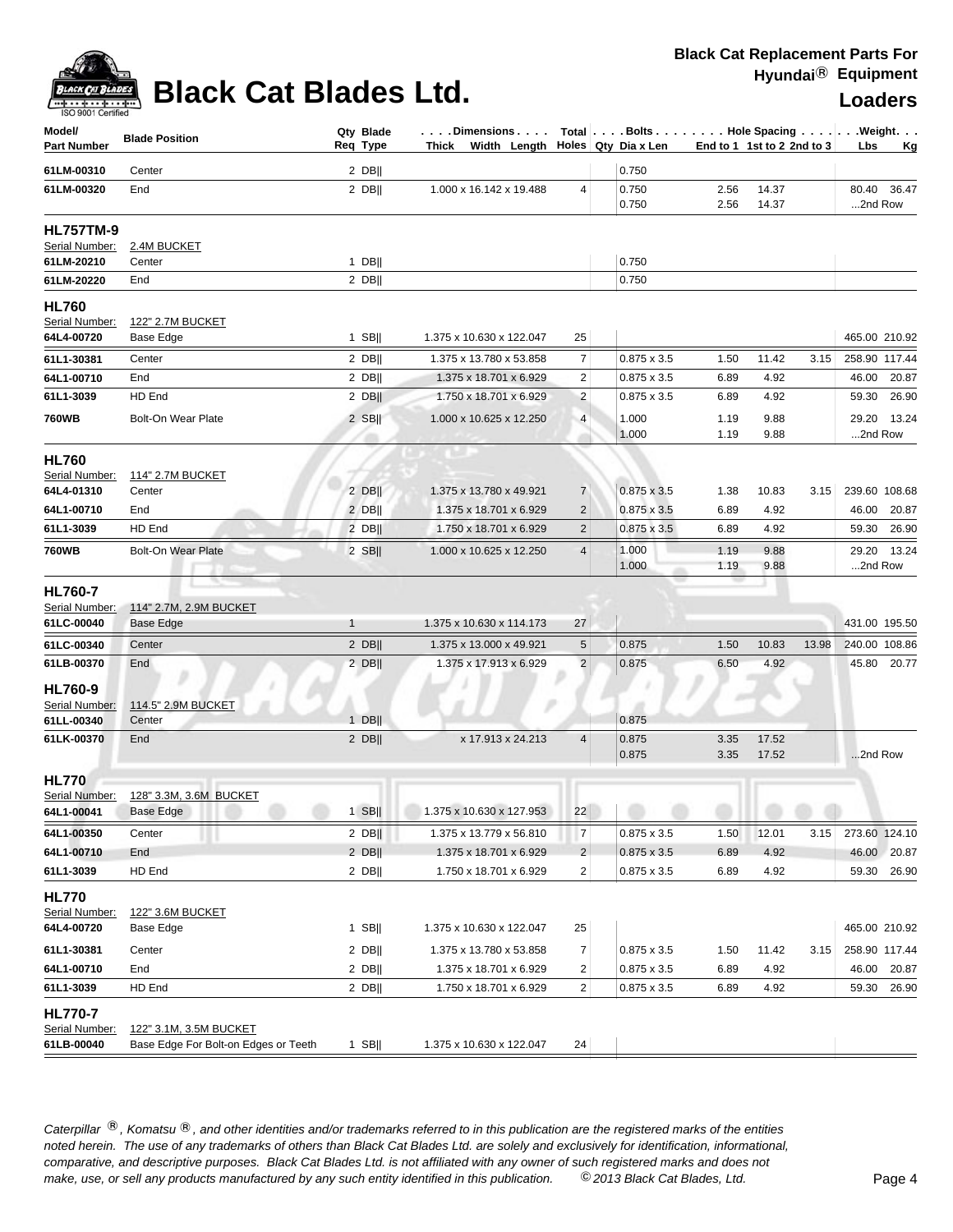# Black Cat Blades Ltd.

**Black Cat Replacement Parts For Hyundai® Equipment**

**Loaders**

| Model/ Part Number | Blade Position | Qty Req | Blade Type | Dimensions Thick x Width x Length | Total Holes | Bolts Qty | Dia x Len | Hole Spacing End to 1 | 1st to 2 | 2nd to 3 | Weight Lbs | Kg |
|---|---|---|---|---|---|---|---|---|---|---|---|---|
| 61LM-00310 | Center | 2 | DB‖ | | | | 0.750 | | | | | |
| 61LM-00320 | End | 2 | DB‖ | 1.000 x 16.142 x 19.488 | 4 | | 0.750 | 2.56 | 14.37 | | 80.40 | 36.47 |
| | | | | | | | 0.750 | 2.56 | 14.37 | | ...2nd Row | |
| **HL757TM-9** | | | | | | | | | | | | |
| Serial Number: | 2.4M BUCKET | | | | | | | | | | | |
| 61LM-20210 | Center | 1 | DB‖ | | | | 0.750 | | | | | |
| 61LM-20220 | End | 2 | DB‖ | | | | 0.750 | | | | | |
| **HL760** | | | | | | | | | | | | |
| Serial Number: | 122" 2.7M BUCKET | | | | | | | | | | | |
| 64L4-00720 | Base Edge | 1 | SB‖ | 1.375 x 10.630 x 122.047 | 25 | | | | | | 465.00 | 210.92 |
| 61L1-30381 | Center | 2 | DB‖ | 1.375 x 13.780 x 53.858 | 7 | | 0.875 x 3.5 | 1.50 | 11.42 | 3.15 | 258.90 | 117.44 |
| 64L1-00710 | End | 2 | DB‖ | 1.375 x 18.701 x 6.929 | 2 | | 0.875 x 3.5 | 6.89 | 4.92 | | 46.00 | 20.87 |
| 61L1-3039 | HD End | 2 | DB‖ | 1.750 x 18.701 x 6.929 | 2 | | 0.875 x 3.5 | 6.89 | 4.92 | | 59.30 | 26.90 |
| 760WB | Bolt-On Wear Plate | 2 | SB‖ | 1.000 x 10.625 x 12.250 | 4 | | 1.000 | 1.19 | 9.88 | | 29.20 | 13.24 |
| | | | | | | | 1.000 | 1.19 | 9.88 | | ...2nd Row | |
| **HL760** | | | | | | | | | | | | |
| Serial Number: | 114" 2.7M BUCKET | | | | | | | | | | | |
| 64L4-01310 | Center | 2 | DB‖ | 1.375 x 13.780 x 49.921 | 7 | | 0.875 x 3.5 | 1.38 | 10.83 | 3.15 | 239.60 | 108.68 |
| 64L1-00710 | End | 2 | DB‖ | 1.375 x 18.701 x 6.929 | 2 | | 0.875 x 3.5 | 6.89 | 4.92 | | 46.00 | 20.87 |
| 61L1-3039 | HD End | 2 | DB‖ | 1.750 x 18.701 x 6.929 | 2 | | 0.875 x 3.5 | 6.89 | 4.92 | | 59.30 | 26.90 |
| 760WB | Bolt-On Wear Plate | 2 | SB‖ | 1.000 x 10.625 x 12.250 | 4 | | 1.000 | 1.19 | 9.88 | | 29.20 | 13.24 |
| | | | | | | | 1.000 | 1.19 | 9.88 | | ...2nd Row | |
| **HL760-7** | | | | | | | | | | | | |
| Serial Number: | 114" 2.7M, 2.9M BUCKET | | | | | | | | | | | |
| 61LC-00040 | Base Edge | 1 | | 1.375 x 10.630 x 114.173 | 27 | | | | | | 431.00 | 195.50 |
| 61LC-00340 | Center | 2 | DB‖ | 1.375 x 13.000 x 49.921 | 5 | | 0.875 | 1.50 | 10.83 | 13.98 | 240.00 | 108.86 |
| 61LB-00370 | End | 2 | DB‖ | 1.375 x 17.913 x 6.929 | 2 | | 0.875 | 6.50 | 4.92 | | 45.80 | 20.77 |
| **HL760-9** | | | | | | | | | | | | |
| Serial Number: | 114.5" 2.9M BUCKET | | | | | | | | | | | |
| 61LL-00340 | Center | 1 | DB‖ | | | | 0.875 | | | | | |
| 61LK-00370 | End | 2 | DB‖ | x 17.913 x 24.213 | 4 | | 0.875 | 3.35 | 17.52 | | | |
| | | | | | | | 0.875 | 3.35 | 17.52 | | ...2nd Row | |
| **HL770** | | | | | | | | | | | | |
| Serial Number: | 128" 3.3M, 3.6M BUCKET | | | | | | | | | | | |
| 64L1-00041 | Base Edge | 1 | SB‖ | 1.375 x 10.630 x 127.953 | 22 | | | | | | | |
| 64L1-00350 | Center | 2 | DB‖ | 1.375 x 13.779 x 56.810 | 7 | | 0.875 x 3.5 | 1.50 | 12.01 | 3.15 | 273.60 | 124.10 |
| 64L1-00710 | End | 2 | DB‖ | 1.375 x 18.701 x 6.929 | 2 | | 0.875 x 3.5 | 6.89 | 4.92 | | 46.00 | 20.87 |
| 61L1-3039 | HD End | 2 | DB‖ | 1.750 x 18.701 x 6.929 | 2 | | 0.875 x 3.5 | 6.89 | 4.92 | | 59.30 | 26.90 |
| **HL770** | | | | | | | | | | | | |
| Serial Number: | 122" 3.6M BUCKET | | | | | | | | | | | |
| 64L4-00720 | Base Edge | 1 | SB‖ | 1.375 x 10.630 x 122.047 | 25 | | | | | | 465.00 | 210.92 |
| 61L1-30381 | Center | 2 | DB‖ | 1.375 x 13.780 x 53.858 | 7 | | 0.875 x 3.5 | 1.50 | 11.42 | 3.15 | 258.90 | 117.44 |
| 64L1-00710 | End | 2 | DB‖ | 1.375 x 18.701 x 6.929 | 2 | | 0.875 x 3.5 | 6.89 | 4.92 | | 46.00 | 20.87 |
| 61L1-3039 | HD End | 2 | DB‖ | 1.750 x 18.701 x 6.929 | 2 | | 0.875 x 3.5 | 6.89 | 4.92 | | 59.30 | 26.90 |
| **HL770-7** | | | | | | | | | | | | |
| Serial Number: | 122" 3.1M, 3.5M BUCKET | | | | | | | | | | | |
| 61LB-00040 | Base Edge For Bolt-on Edges or Teeth | 1 | SB‖ | 1.375 x 10.630 x 122.047 | 24 | | | | | | | |

*Caterpillar ®, Komatsu ®, and other identities and/or trademarks referred to in this publication are the registered marks of the entities noted herein. The use of any trademarks of others than Black Cat Blades Ltd. are solely and exclusively for identification, informational, comparative, and descriptive purposes. Black Cat Blades Ltd. is not affiliated with any owner of such registered marks and does not make, use, or sell any products manufactured by any such entity identified in this publication. © 2013 Black Cat Blades, Ltd.*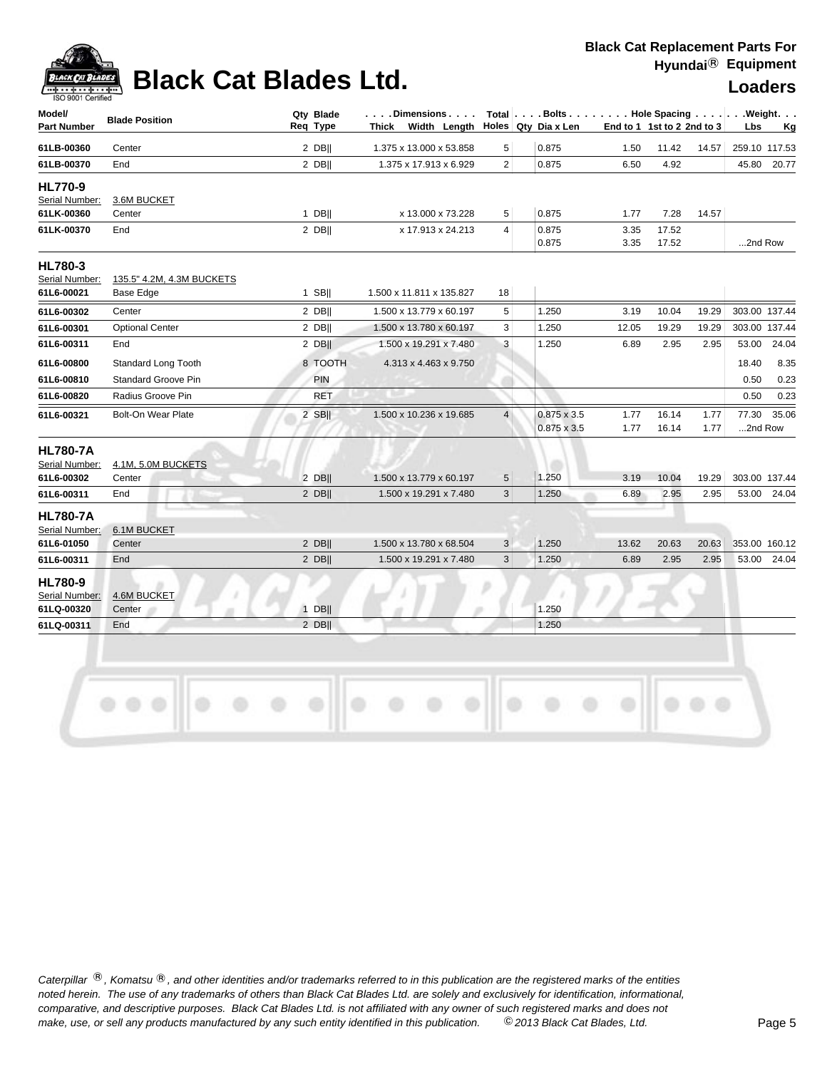# Black Cat Blades Ltd.

**Black Cat Replacement Parts For Hyundai® Equipment**

## Loaders

| Model/ Part Number | Blade Position | Qty Req | Blade Type | Dimensions Thick x Width x Length | Total Holes | Bolts Qty | Dia x Len | End to 1 | 1st to 2 | 2nd to 3 | Weight Lbs | Kg |
|---|---|---|---|---|---|---|---|---|---|---|---|---|
| 61LB-00360 | Center | 2 | DB\|\| | 1.375 x 13.000 x 53.858 | 5 | | 0.875 | 1.50 | 11.42 | 14.57 | 259.10 | 117.53 |
| 61LB-00370 | End | 2 | DB\|\| | 1.375 x 17.913 x 6.929 | 2 | | 0.875 | 6.50 | 4.92 | | 45.80 | 20.77 |
| **HL770-9** | | | | | | | | | | | | |
| Serial Number: | 3.6M BUCKET | | | | | | | | | | | |
| 61LK-00360 | Center | 1 | DB\|\| | x 13.000 x 73.228 | 5 | | 0.875 | 1.77 | 7.28 | 14.57 | | |
| 61LK-00370 | End | 2 | DB\|\| | x 17.913 x 24.213 | 4 | | 0.875 | 3.35 | 17.52 | | | |
| | | | | | | | 0.875 | 3.35 | 17.52 | | ...2nd Row | |
| **HL780-3** | | | | | | | | | | | | |
| Serial Number: | 135.5" 4.2M, 4.3M BUCKETS | | | | | | | | | | | |
| 61L6-00021 | Base Edge | 1 | SB\|\| | 1.500 x 11.811 x 135.827 | 18 | | | | | | | |
| 61L6-00302 | Center | 2 | DB\|\| | 1.500 x 13.779 x 60.197 | 5 | | 1.250 | 3.19 | 10.04 | 19.29 | 303.00 | 137.44 |
| 61L6-00301 | Optional Center | 2 | DB\|\| | 1.500 x 13.780 x 60.197 | 3 | | 1.250 | 12.05 | 19.29 | 19.29 | 303.00 | 137.44 |
| 61L6-00311 | End | 2 | DB\|\| | 1.500 x 19.291 x 7.480 | 3 | | 1.250 | 6.89 | 2.95 | 2.95 | 53.00 | 24.04 |
| 61L6-00800 | Standard Long Tooth | 8 | TOOTH | 4.313 x 4.463 x 9.750 | | | | | | | 18.40 | 8.35 |
| 61L6-00810 | Standard Groove Pin | | PIN | | | | | | | | 0.50 | 0.23 |
| 61L6-00820 | Radius Groove Pin | | RET | | | | | | | | 0.50 | 0.23 |
| 61L6-00321 | Bolt-On Wear Plate | 2 | SB\|\| | 1.500 x 10.236 x 19.685 | 4 | | 0.875 x 3.5 | 1.77 | 16.14 | 1.77 | 77.30 | 35.06 |
| | | | | | | | 0.875 x 3.5 | 1.77 | 16.14 | 1.77 | ...2nd Row | |
| **HL780-7A** | | | | | | | | | | | | |
| Serial Number: | 4.1M, 5.0M BUCKETS | | | | | | | | | | | |
| 61L6-00302 | Center | 2 | DB\|\| | 1.500 x 13.779 x 60.197 | 5 | | 1.250 | 3.19 | 10.04 | 19.29 | 303.00 | 137.44 |
| 61L6-00311 | End | 2 | DB\|\| | 1.500 x 19.291 x 7.480 | 3 | | 1.250 | 6.89 | 2.95 | 2.95 | 53.00 | 24.04 |
| **HL780-7A** | | | | | | | | | | | | |
| Serial Number: | 6.1M BUCKET | | | | | | | | | | | |
| 61L6-01050 | Center | 2 | DB\|\| | 1.500 x 13.780 x 68.504 | 3 | | 1.250 | 13.62 | 20.63 | 20.63 | 353.00 | 160.12 |
| 61L6-00311 | End | 2 | DB\|\| | 1.500 x 19.291 x 7.480 | 3 | | 1.250 | 6.89 | 2.95 | 2.95 | 53.00 | 24.04 |
| **HL780-9** | | | | | | | | | | | | |
| Serial Number: | 4.6M BUCKET | | | | | | | | | | | |
| 61LQ-00320 | Center | 1 | DB\|\| | | | | 1.250 | | | | | |
| 61LQ-00311 | End | 2 | DB\|\| | | | | 1.250 | | | | | |

*Caterpillar ®, Komatsu ®, and other identities and/or trademarks referred to in this publication are the registered marks of the entities noted herein. The use of any trademarks of others than Black Cat Blades Ltd. are solely and exclusively for identification, informational, comparative, and descriptive purposes. Black Cat Blades Ltd. is not affiliated with any owner of such registered marks and does not make, use, or sell any products manufactured by any such entity identified in this publication. © 2013 Black Cat Blades, Ltd.*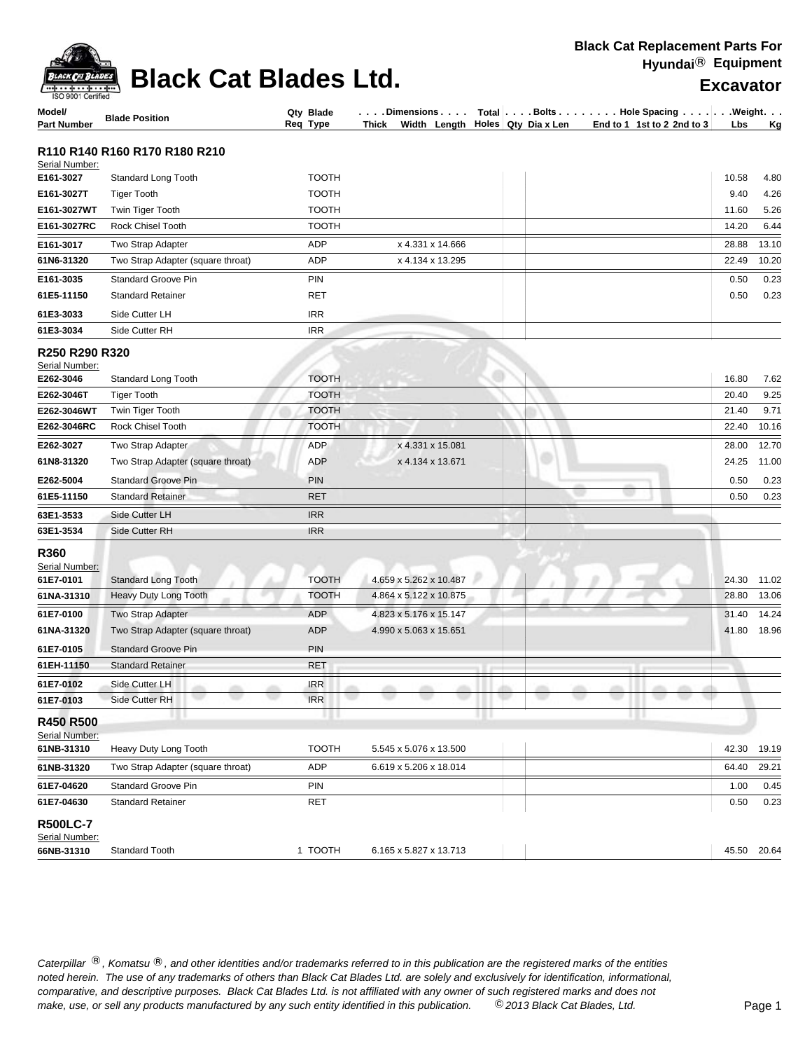# Black Cat Blades Ltd.

**Black Cat Replacement Parts For Hyundai® Equipment**

**Excavator**

| Model/ Part Number | Blade Position | Qty Req | Blade Type | Dimensions Thick | Width | Length | Total Holes | Bolts Qty | Dia x Len | Hole Spacing End to 1 | 1st to 2 | 2nd to 3 | Weight Lbs | Kg |
|---|---|---|---|---|---|---|---|---|---|---|---|---|---|---|
| **R110 R140 R160 R170 R180 R210** | | | | | | | | | | | | | | |
| Serial Number: | | | | | | | | | | | | | | |
| **E161-3027** | Standard Long Tooth | | TOOTH | | | | | | | | | | 10.58 | 4.80 |
| **E161-3027T** | Tiger Tooth | | TOOTH | | | | | | | | | | 9.40 | 4.26 |
| **E161-3027WT** | Twin Tiger Tooth | | TOOTH | | | | | | | | | | 11.60 | 5.26 |
| **E161-3027RC** | Rock Chisel Tooth | | TOOTH | | | | | | | | | | 14.20 | 6.44 |
| **E161-3017** | Two Strap Adapter | | ADP | | x 4.331 | x 14.666 | | | | | | | 28.88 | 13.10 |
| **61N6-31320** | Two Strap Adapter (square throat) | | ADP | | x 4.134 | x 13.295 | | | | | | | 22.49 | 10.20 |
| **E161-3035** | Standard Groove Pin | | PIN | | | | | | | | | | 0.50 | 0.23 |
| **61E5-11150** | Standard Retainer | | RET | | | | | | | | | | 0.50 | 0.23 |
| **61E3-3033** | Side Cutter LH | | IRR | | | | | | | | | | | |
| **61E3-3034** | Side Cutter RH | | IRR | | | | | | | | | | | |
| **R250 R290 R320** | | | | | | | | | | | | | | |
| Serial Number: | | | | | | | | | | | | | | |
| **E262-3046** | Standard Long Tooth | | TOOTH | | | | | | | | | | 16.80 | 7.62 |
| **E262-3046T** | Tiger Tooth | | TOOTH | | | | | | | | | | 20.40 | 9.25 |
| **E262-3046WT** | Twin Tiger Tooth | | TOOTH | | | | | | | | | | 21.40 | 9.71 |
| **E262-3046RC** | Rock Chisel Tooth | | TOOTH | | | | | | | | | | 22.40 | 10.16 |
| **E262-3027** | Two Strap Adapter | | ADP | | x 4.331 | x 15.081 | | | | | | | 28.00 | 12.70 |
| **61N8-31320** | Two Strap Adapter (square throat) | | ADP | | x 4.134 | x 13.671 | | | | | | | 24.25 | 11.00 |
| **E262-5004** | Standard Groove Pin | | PIN | | | | | | | | | | 0.50 | 0.23 |
| **61E5-11150** | Standard Retainer | | RET | | | | | | | | | | 0.50 | 0.23 |
| **63E1-3533** | Side Cutter LH | | IRR | | | | | | | | | | | |
| **63E1-3534** | Side Cutter RH | | IRR | | | | | | | | | | | |
| **R360** | | | | | | | | | | | | | | |
| Serial Number: | | | | | | | | | | | | | | |
| **61E7-0101** | Standard Long Tooth | | TOOTH | 4.659 | x 5.262 | x 10.487 | | | | | | | 24.30 | 11.02 |
| **61NA-31310** | Heavy Duty Long Tooth | | TOOTH | 4.864 | x 5.122 | x 10.875 | | | | | | | 28.80 | 13.06 |
| **61E7-0100** | Two Strap Adapter | | ADP | 4.823 | x 5.176 | x 15.147 | | | | | | | 31.40 | 14.24 |
| **61NA-31320** | Two Strap Adapter (square throat) | | ADP | 4.990 | x 5.063 | x 15.651 | | | | | | | 41.80 | 18.96 |
| **61E7-0105** | Standard Groove Pin | | PIN | | | | | | | | | | | |
| **61EH-11150** | Standard Retainer | | RET | | | | | | | | | | | |
| **61E7-0102** | Side Cutter LH | | IRR | | | | | | | | | | | |
| **61E7-0103** | Side Cutter RH | | IRR | | | | | | | | | | | |
| **R450 R500** | | | | | | | | | | | | | | |
| Serial Number: | | | | | | | | | | | | | | |
| **61NB-31310** | Heavy Duty Long Tooth | | TOOTH | 5.545 | x 5.076 | x 13.500 | | | | | | | 42.30 | 19.19 |
| **61NB-31320** | Two Strap Adapter (square throat) | | ADP | 6.619 | x 5.206 | x 18.014 | | | | | | | 64.40 | 29.21 |
| **61E7-04620** | Standard Groove Pin | | PIN | | | | | | | | | | 1.00 | 0.45 |
| **61E7-04630** | Standard Retainer | | RET | | | | | | | | | | 0.50 | 0.23 |
| **R500LC-7** | | | | | | | | | | | | | | |
| Serial Number: | | | | | | | | | | | | | | |
| **66NB-31310** | Standard Tooth | 1 | TOOTH | 6.165 | x 5.827 | x 13.713 | | | | | | | 45.50 | 20.64 |

*Caterpillar ®, Komatsu ®, and other identities and/or trademarks referred to in this publication are the registered marks of the entities noted herein. The use of any trademarks of others than Black Cat Blades Ltd. are solely and exclusively for identification, informational, comparative, and descriptive purposes. Black Cat Blades Ltd. is not affiliated with any owner of such registered marks and does not make, use, or sell any products manufactured by any such entity identified in this publication. © 2013 Black Cat Blades, Ltd.*